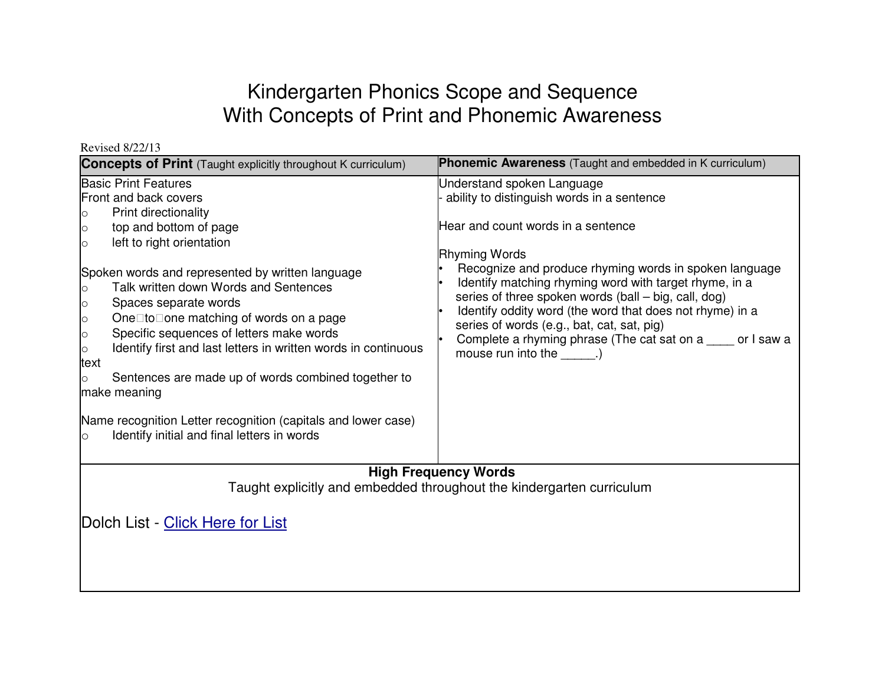# Kindergarten Phonics Scope and Sequence
# With Concepts of Print and Phonemic Awareness

Revised 8/22/13

| **Concepts of Print** (Taught explicitly throughout K curriculum) | **Phonemic Awareness** (Taught and embedded in K curriculum) |
|---|---|
| Basic Print Features<br>Front and back covers<br>○ Print directionality<br>○ top and bottom of page<br>○ left to right orientation<br><br>Spoken words and represented by written language<br>○ Talk written down Words and Sentences<br>○ Spaces separate words<br>○ One to one matching of words on a page<br>○ Specific sequences of letters make words<br>○ Identify first and last letters in written words in continuous text<br>○ Sentences are made up of words combined together to make meaning<br><br>Name recognition Letter recognition (capitals and lower case)<br>○ Identify initial and final letters in words | Understand spoken Language<br>- ability to distinguish words in a sentence<br><br>Hear and count words in a sentence<br><br>Rhyming Words<br>• Recognize and produce rhyming words in spoken language<br>• Identify matching rhyming word with target rhyme, in a series of three spoken words (ball – big, call, dog)<br>• Identify oddity word (the word that does not rhyme) in a series of words (e.g., bat, cat, sat, pig)<br>• Complete a rhyming phrase (The cat sat on a ____ or I saw a mouse run into the _____.) |

**High Frequency Words**

Taught explicitly and embedded throughout the kindergarten curriculum

Dolch List - Click Here for List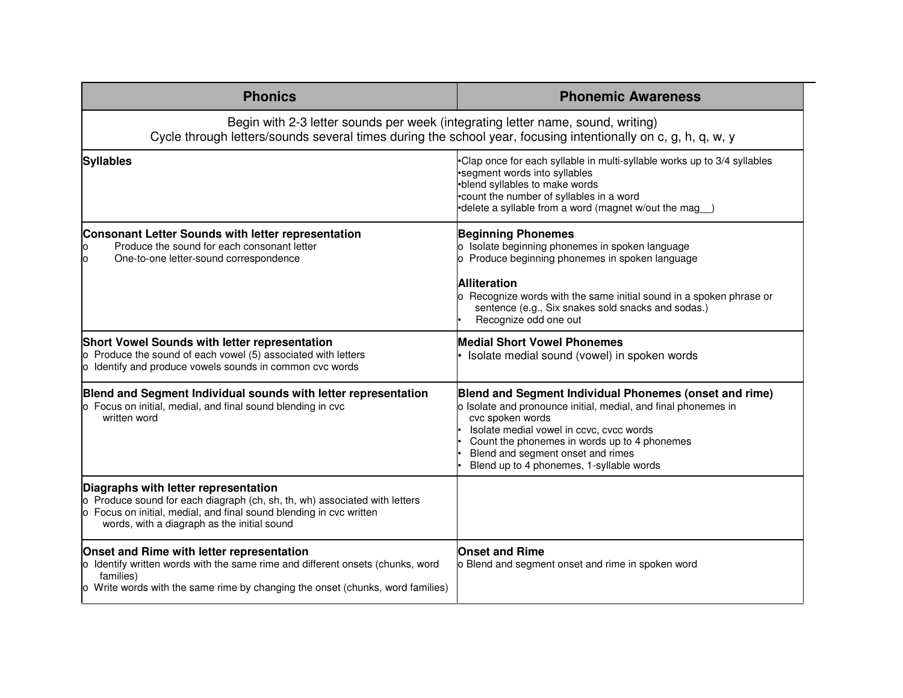| Phonics | Phonemic Awareness |
|---|---|
| Begin with 2-3 letter sounds per week (integrating letter name, sound, writing)<br>Cycle through letters/sounds several times during the school year, focusing intentionally on c, g, h, q, w, y | |
| **Syllables** | •Clap once for each syllable in multi-syllable works up to 3/4 syllables<br>•segment words into syllables<br>•blend syllables to make words<br>•count the number of syllables in a word<br>•delete a syllable from a word (magnet w/out the mag__) |
| **Consonant Letter Sounds with letter representation**<br>o Produce the sound for each consonant letter<br>o One-to-one letter-sound correspondence | **Beginning Phonemes**<br>o Isolate beginning phonemes in spoken language<br>o Produce beginning phonemes in spoken language<br><br>**Alliteration**<br>o Recognize words with the same initial sound in a spoken phrase or sentence (e.g., Six snakes sold snacks and sodas.)<br>• Recognize odd one out |
| **Short Vowel Sounds with letter representation**<br>o Produce the sound of each vowel (5) associated with letters<br>o Identify and produce vowels sounds in common cvc words | **Medial Short Vowel Phonemes**<br>• Isolate medial sound (vowel) in spoken words |
| **Blend and Segment Individual sounds with letter representation**<br>o Focus on initial, medial, and final sound blending in cvc written word | **Blend and Segment Individual Phonemes (onset and rime)**<br>o Isolate and pronounce initial, medial, and final phonemes in cvc spoken words<br>• Isolate medial vowel in ccvc, cvcc words<br>• Count the phonemes in words up to 4 phonemes<br>• Blend and segment onset and rimes<br>• Blend up to 4 phonemes, 1-syllable words |
| **Diagraphs with letter representation**<br>o Produce sound for each diagraph (ch, sh, th, wh) associated with letters<br>o Focus on initial, medial, and final sound blending in cvc written words, with a diagraph as the initial sound | |
| **Onset and Rime with letter representation**<br>o Identify written words with the same rime and different onsets (chunks, word families)<br>o Write words with the same rime by changing the onset (chunks, word families) | **Onset and Rime**<br>o Blend and segment onset and rime in spoken word |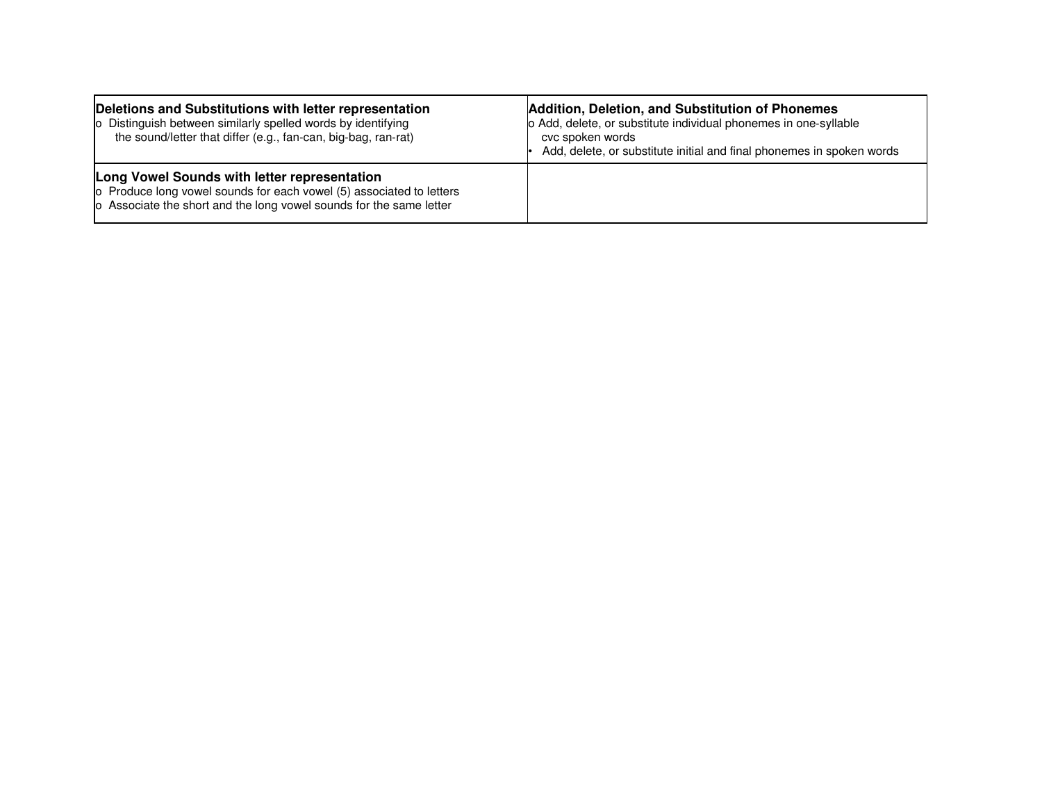| | |
|---|---|
| **Deletions and Substitutions with letter representation**<br>o Distinguish between similarly spelled words by identifying the sound/letter that differ (e.g., fan-can, big-bag, ran-rat) | **Addition, Deletion, and Substitution of Phonemes**<br>o Add, delete, or substitute individual phonemes in one-syllable cvc spoken words<br>• Add, delete, or substitute initial and final phonemes in spoken words |
| **Long Vowel Sounds with letter representation**<br>o Produce long vowel sounds for each vowel (5) associated to letters<br>o Associate the short and the long vowel sounds for the same letter | |